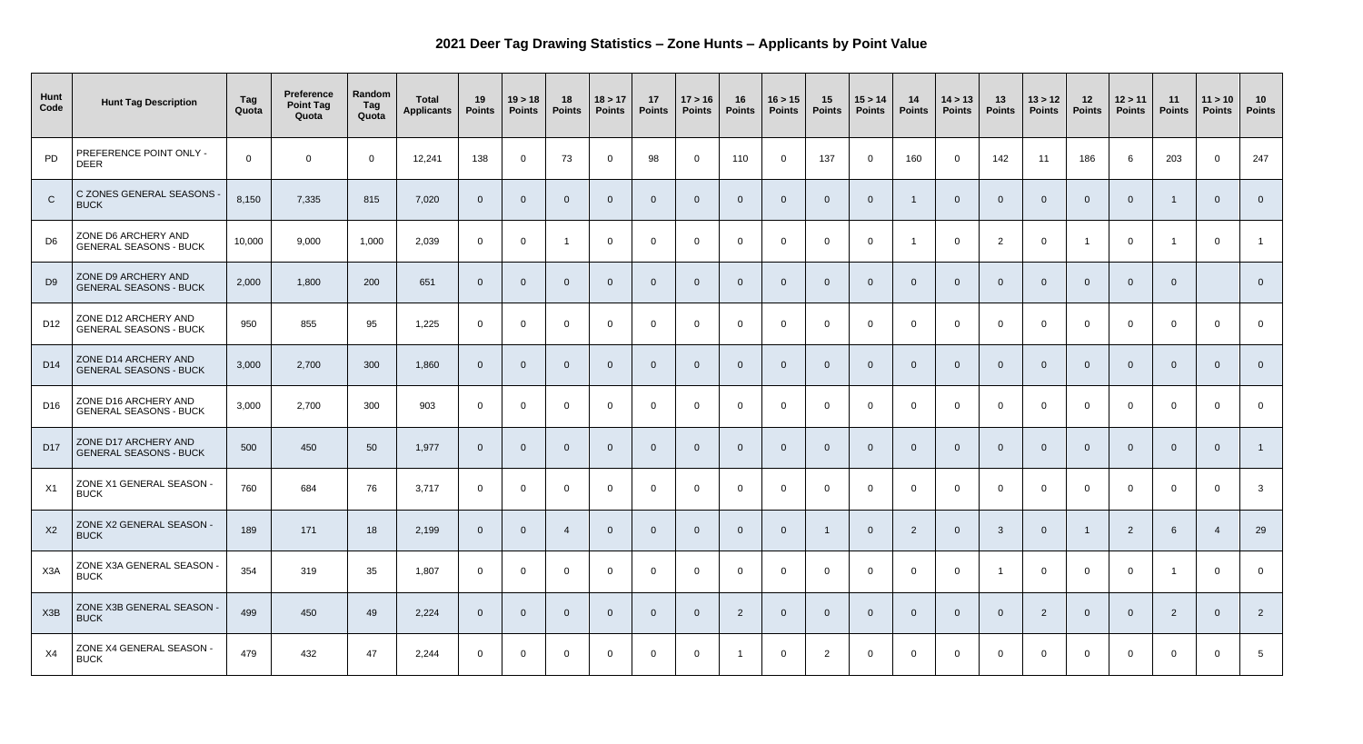## 2021 Deer Tag Drawing Statistics – Zone Hunts – Applicants by Point Value

| Hunt Code | Hunt Tag Description | Tag Quota | Preference Point Tag Quota | Random Tag Quota | Total Applicants | 19 Points | 19 > 18 Points | 18 Points | 18 > 17 Points | 17 Points | 17 > 16 Points | 16 Points | 16 > 15 Points | 15 Points | 15 > 14 Points | 14 Points | 14 > 13 Points | 13 Points | 13 > 12 Points | 12 Points | 12 > 11 Points | 11 Points | 11 > 10 Points | 10 Points |
|---|---|---|---|---|---|---|---|---|---|---|---|---|---|---|---|---|---|---|---|---|---|---|---|---|
| PD | PREFERENCE POINT ONLY - DEER | 0 | 0 | 0 | 12,241 | 138 | 0 | 73 | 0 | 98 | 0 | 110 | 0 | 137 | 0 | 160 | 0 | 142 | 11 | 186 | 6 | 203 | 0 | 247 |
| C | C ZONES GENERAL SEASONS - BUCK | 8,150 | 7,335 | 815 | 7,020 | 0 | 0 | 0 | 0 | 0 | 0 | 0 | 0 | 0 | 0 | 1 | 0 | 0 | 0 | 0 | 0 | 1 | 0 | 0 |
| D6 | ZONE D6 ARCHERY AND GENERAL SEASONS - BUCK | 10,000 | 9,000 | 1,000 | 2,039 | 0 | 0 | 1 | 0 | 0 | 0 | 0 | 0 | 0 | 0 | 1 | 0 | 2 | 0 | 1 | 0 | 1 | 0 | 1 |
| D9 | ZONE D9 ARCHERY AND GENERAL SEASONS - BUCK | 2,000 | 1,800 | 200 | 651 | 0 | 0 | 0 | 0 | 0 | 0 | 0 | 0 | 0 | 0 | 0 | 0 | 0 | 0 | 0 | 0 | 0 | | 0 |
| D12 | ZONE D12 ARCHERY AND GENERAL SEASONS - BUCK | 950 | 855 | 95 | 1,225 | 0 | 0 | 0 | 0 | 0 | 0 | 0 | 0 | 0 | 0 | 0 | 0 | 0 | 0 | 0 | 0 | 0 | 0 | 0 |
| D14 | ZONE D14 ARCHERY AND GENERAL SEASONS - BUCK | 3,000 | 2,700 | 300 | 1,860 | 0 | 0 | 0 | 0 | 0 | 0 | 0 | 0 | 0 | 0 | 0 | 0 | 0 | 0 | 0 | 0 | 0 | 0 | 0 |
| D16 | ZONE D16 ARCHERY AND GENERAL SEASONS - BUCK | 3,000 | 2,700 | 300 | 903 | 0 | 0 | 0 | 0 | 0 | 0 | 0 | 0 | 0 | 0 | 0 | 0 | 0 | 0 | 0 | 0 | 0 | 0 | 0 |
| D17 | ZONE D17 ARCHERY AND GENERAL SEASONS - BUCK | 500 | 450 | 50 | 1,977 | 0 | 0 | 0 | 0 | 0 | 0 | 0 | 0 | 0 | 0 | 0 | 0 | 0 | 0 | 0 | 0 | 0 | 0 | 1 |
| X1 | ZONE X1 GENERAL SEASON - BUCK | 760 | 684 | 76 | 3,717 | 0 | 0 | 0 | 0 | 0 | 0 | 0 | 0 | 0 | 0 | 0 | 0 | 0 | 0 | 0 | 0 | 0 | 0 | 3 |
| X2 | ZONE X2 GENERAL SEASON - BUCK | 189 | 171 | 18 | 2,199 | 0 | 0 | 4 | 0 | 0 | 0 | 0 | 0 | 1 | 0 | 2 | 0 | 3 | 0 | 1 | 2 | 6 | 4 | 29 |
| X3A | ZONE X3A GENERAL SEASON - BUCK | 354 | 319 | 35 | 1,807 | 0 | 0 | 0 | 0 | 0 | 0 | 0 | 0 | 0 | 0 | 0 | 0 | 1 | 0 | 0 | 0 | 1 | 0 | 0 |
| X3B | ZONE X3B GENERAL SEASON - BUCK | 499 | 450 | 49 | 2,224 | 0 | 0 | 0 | 0 | 0 | 0 | 2 | 0 | 0 | 0 | 0 | 0 | 0 | 2 | 0 | 0 | 2 | 0 | 2 |
| X4 | ZONE X4 GENERAL SEASON - BUCK | 479 | 432 | 47 | 2,244 | 0 | 0 | 0 | 0 | 0 | 0 | 1 | 0 | 2 | 0 | 0 | 0 | 0 | 0 | 0 | 0 | 0 | 0 | 5 |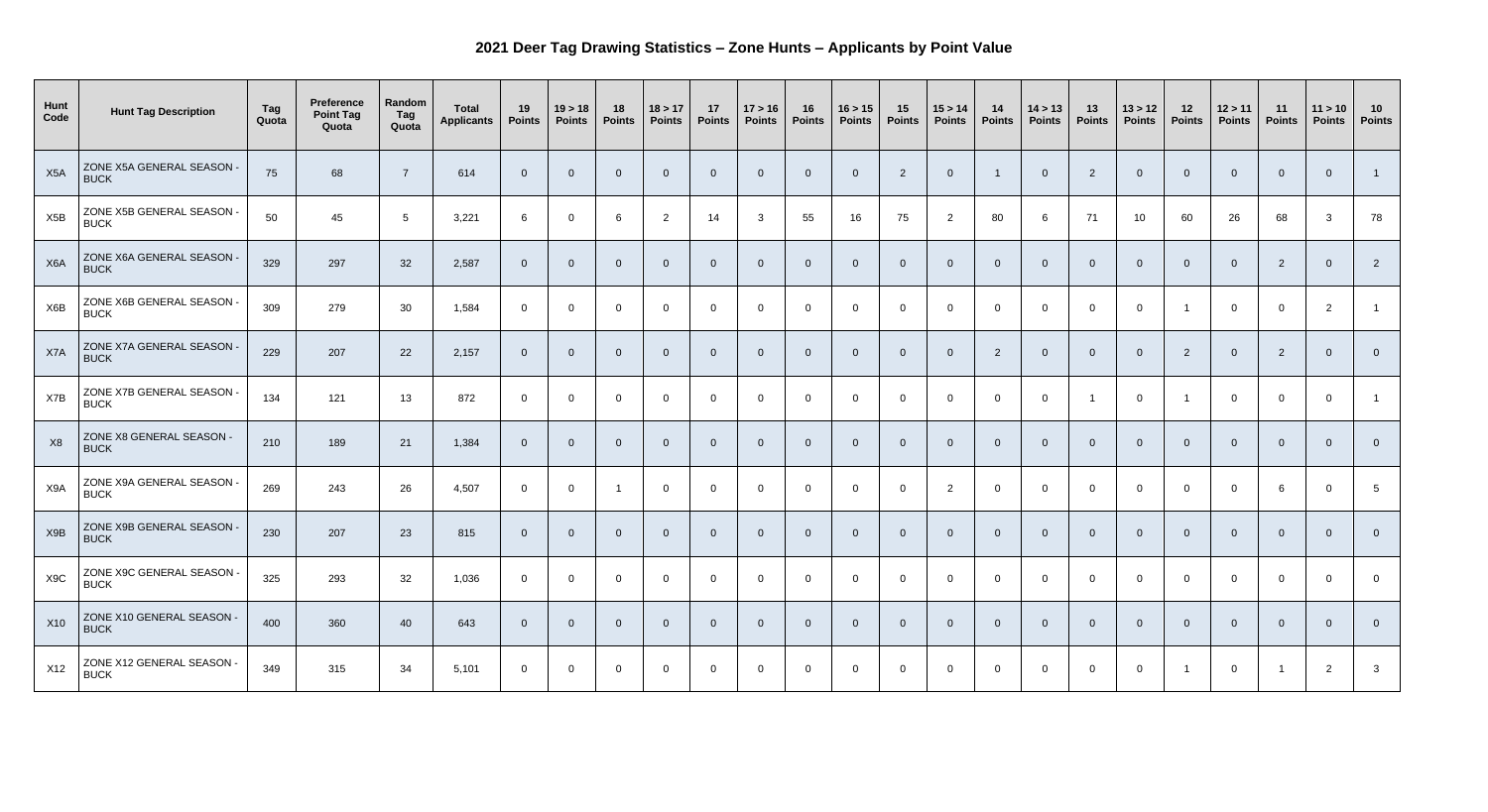# 2021 Deer Tag Drawing Statistics – Zone Hunts – Applicants by Point Value

| Hunt Code | Hunt Tag Description | Tag Quota | Preference Point Tag Quota | Random Tag Quota | Total Applicants | 19 Points | 19 > 18 Points | 18 Points | 18 > 17 Points | 17 Points | 17 > 16 Points | 16 Points | 16 > 15 Points | 15 Points | 15 > 14 Points | 14 Points | 14 > 13 Points | 13 Points | 13 > 12 Points | 12 Points | 12 > 11 Points | 11 Points | 11 > 10 Points | 10 Points |
|---|---|---|---|---|---|---|---|---|---|---|---|---|---|---|---|---|---|---|---|---|---|---|---|---|
| X5A | ZONE X5A GENERAL SEASON - BUCK | 75 | 68 | 7 | 614 | 0 | 0 | 0 | 0 | 0 | 0 | 0 | 0 | 2 | 0 | 1 | 0 | 2 | 0 | 0 | 0 | 0 | 0 | 1 |
| X5B | ZONE X5B GENERAL SEASON - BUCK | 50 | 45 | 5 | 3,221 | 6 | 0 | 6 | 2 | 14 | 3 | 55 | 16 | 75 | 2 | 80 | 6 | 71 | 10 | 60 | 26 | 68 | 3 | 78 |
| X6A | ZONE X6A GENERAL SEASON - BUCK | 329 | 297 | 32 | 2,587 | 0 | 0 | 0 | 0 | 0 | 0 | 0 | 0 | 0 | 0 | 0 | 0 | 0 | 0 | 0 | 0 | 2 | 0 | 2 |
| X6B | ZONE X6B GENERAL SEASON - BUCK | 309 | 279 | 30 | 1,584 | 0 | 0 | 0 | 0 | 0 | 0 | 0 | 0 | 0 | 0 | 0 | 0 | 0 | 0 | 1 | 0 | 0 | 2 | 1 |
| X7A | ZONE X7A GENERAL SEASON - BUCK | 229 | 207 | 22 | 2,157 | 0 | 0 | 0 | 0 | 0 | 0 | 0 | 0 | 0 | 0 | 2 | 0 | 0 | 0 | 2 | 0 | 2 | 0 | 0 |
| X7B | ZONE X7B GENERAL SEASON - BUCK | 134 | 121 | 13 | 872 | 0 | 0 | 0 | 0 | 0 | 0 | 0 | 0 | 0 | 0 | 0 | 0 | 1 | 0 | 1 | 0 | 0 | 0 | 1 |
| X8 | ZONE X8 GENERAL SEASON - BUCK | 210 | 189 | 21 | 1,384 | 0 | 0 | 0 | 0 | 0 | 0 | 0 | 0 | 0 | 0 | 0 | 0 | 0 | 0 | 0 | 0 | 0 | 0 | 0 |
| X9A | ZONE X9A GENERAL SEASON - BUCK | 269 | 243 | 26 | 4,507 | 0 | 0 | 1 | 0 | 0 | 0 | 0 | 0 | 0 | 2 | 0 | 0 | 0 | 0 | 0 | 0 | 6 | 0 | 5 |
| X9B | ZONE X9B GENERAL SEASON - BUCK | 230 | 207 | 23 | 815 | 0 | 0 | 0 | 0 | 0 | 0 | 0 | 0 | 0 | 0 | 0 | 0 | 0 | 0 | 0 | 0 | 0 | 0 | 0 |
| X9C | ZONE X9C GENERAL SEASON - BUCK | 325 | 293 | 32 | 1,036 | 0 | 0 | 0 | 0 | 0 | 0 | 0 | 0 | 0 | 0 | 0 | 0 | 0 | 0 | 0 | 0 | 0 | 0 | 0 |
| X10 | ZONE X10 GENERAL SEASON - BUCK | 400 | 360 | 40 | 643 | 0 | 0 | 0 | 0 | 0 | 0 | 0 | 0 | 0 | 0 | 0 | 0 | 0 | 0 | 0 | 0 | 0 | 0 | 0 |
| X12 | ZONE X12 GENERAL SEASON - BUCK | 349 | 315 | 34 | 5,101 | 0 | 0 | 0 | 0 | 0 | 0 | 0 | 0 | 0 | 0 | 0 | 0 | 0 | 0 | 1 | 0 | 1 | 2 | 3 |